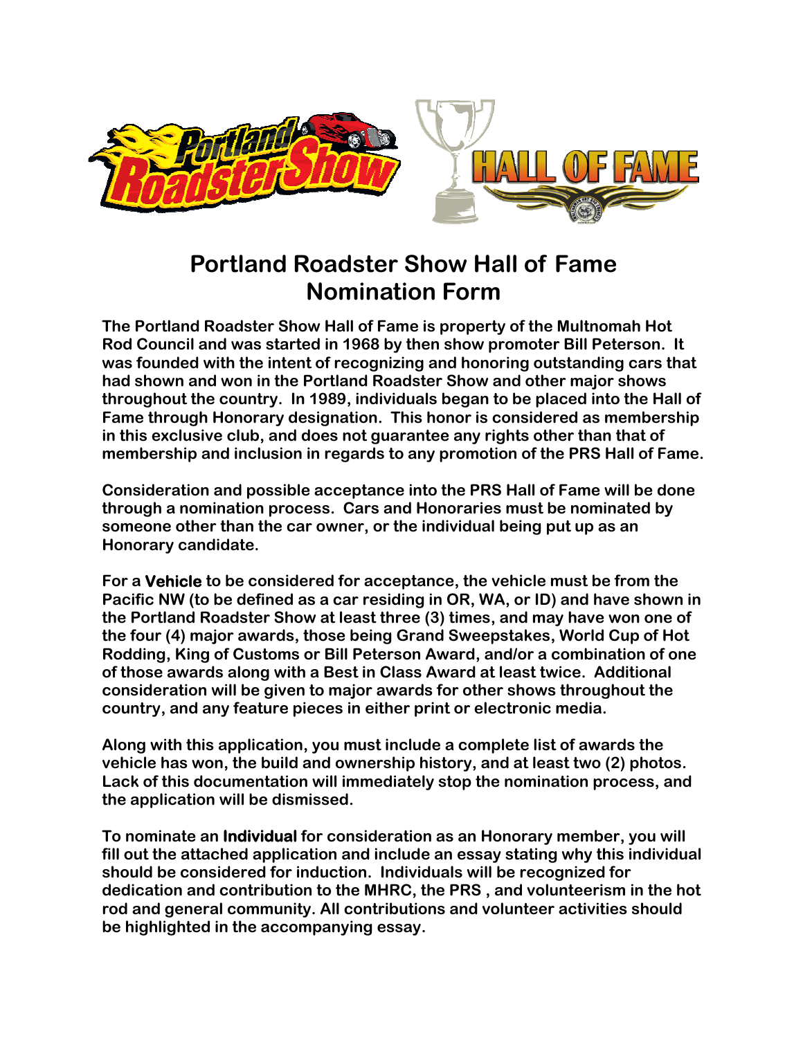# Portland Roadster Show Hall of Fame Nomination Form

**The Portland Roadster Show Hall of Fame is property of the Multnomah Hot Rod Council and was started in 1968 by then show promoter Bill Peterson. It was founded with the intent of recognizing and honoring outstanding cars that had shown and won in the Portland Roadster Show and other major shows throughout the country. In 1989, individuals began to be placed into the Hall of Fame through Honorary designation. This honor is considered as membership in this exclusive club, and does not guarantee any rights other than that of membership and inclusion in regards to any promotion of the PRS Hall of Fame.**

**Consideration and possible acceptance into the PRS Hall of Fame will be done through a nomination process. Cars and Honoraries must be nominated by someone other than the car owner, or the individual being put up as an Honorary candidate.**

**For a Vehicle to be considered for acceptance, the vehicle must be from the Pacific NW (to be defined as a car residing in OR, WA, or ID) and have shown in the Portland Roadster Show at least three (3) times, and may have won one of the four (4) major awards, those being Grand Sweepstakes, World Cup of Hot Rodding, King of Customs or Bill Peterson Award, and/or a combination of one of those awards along with a Best in Class Award at least twice. Additional consideration will be given to major awards for other shows throughout the country, and any feature pieces in either print or electronic media.**

**Along with this application, you must include a complete list of awards the vehicle has won, the build and ownership history, and at least two (2) photos. Lack of this documentation will immediately stop the nomination process, and the application will be dismissed.**

**To nominate an Individual for consideration as an Honorary member, you will fill out the attached application and include an essay stating why this individual should be considered for induction. Individuals will be recognized for dedication and contribution to the MHRC, the PRS , and volunteerism in the hot rod and general community. All contributions and volunteer activities should be highlighted in the accompanying essay.**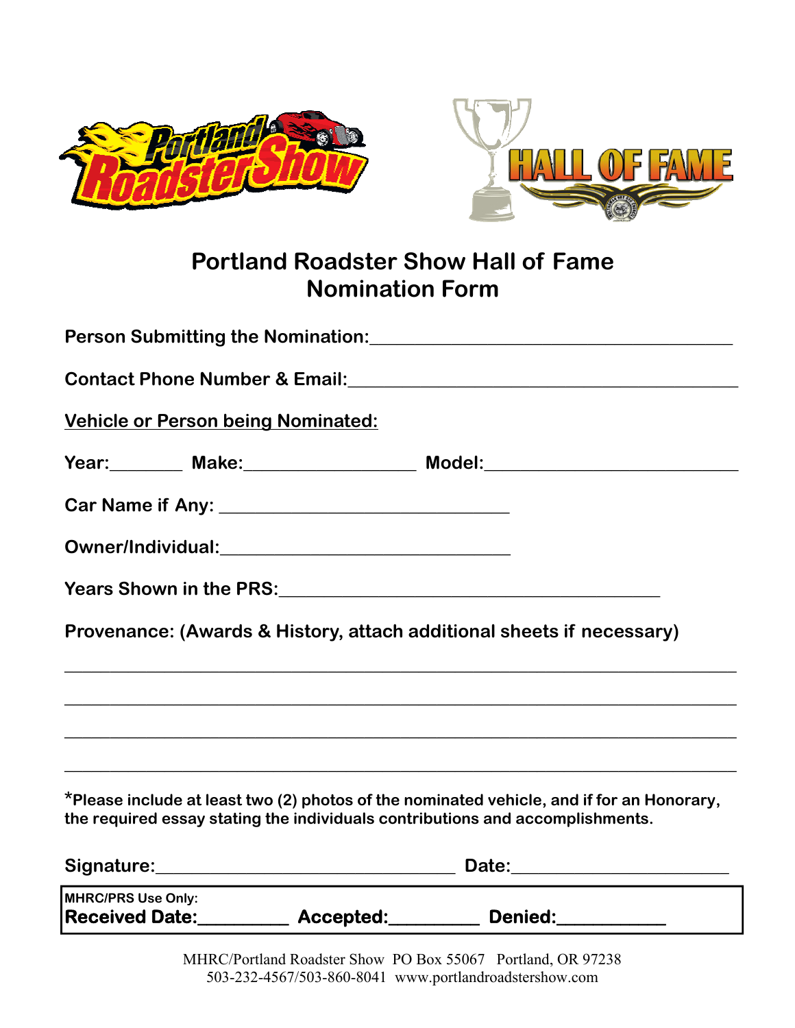# Portland Roadster Show Hall of Fame Nomination Form

**Person Submitting the Nomination:**\_\_\_\_\_\_\_\_\_\_\_\_\_\_\_\_\_\_\_\_\_\_\_\_\_\_\_\_\_\_\_\_\_\_\_\_\_\_\_\_

**Contact Phone Number & Email:**\_\_\_\_\_\_\_\_\_\_\_\_\_\_\_\_\_\_\_\_\_\_\_\_\_\_\_\_\_\_\_\_\_\_\_\_\_\_\_\_\_\_\_\_

**Vehicle or Person being Nominated:**

**Year:**\_\_\_\_\_\_\_\_ **Make:**\_\_\_\_\_\_\_\_\_\_\_\_\_\_\_\_\_\_\_ **Model:**\_\_\_\_\_\_\_\_\_\_\_\_\_\_\_\_\_\_\_\_\_\_\_\_\_\_\_\_

**Car Name if Any:** \_\_\_\_\_\_\_\_\_\_\_\_\_\_\_\_\_\_\_\_\_\_\_\_\_\_\_\_\_\_\_\_

**Owner/Individual:**\_\_\_\_\_\_\_\_\_\_\_\_\_\_\_\_\_\_\_\_\_\_\_\_\_\_\_\_\_\_\_\_

**Years Shown in the PRS:**\_\_\_\_\_\_\_\_\_\_\_\_\_\_\_\_\_\_\_\_\_\_\_\_\_\_\_\_\_\_\_\_\_\_\_\_\_\_\_\_\_\_

**Provenance: (Awards & History, attach additional sheets if necessary)**

\_\_\_\_\_\_\_\_\_\_\_\_\_\_\_\_\_\_\_\_\_\_\_\_\_\_\_\_\_\_\_\_\_\_\_\_\_\_\_\_\_\_\_\_\_\_\_\_\_\_\_\_\_\_\_\_\_\_\_\_\_\_\_\_\_\_\_\_\_\_\_\_\_\_

\_\_\_\_\_\_\_\_\_\_\_\_\_\_\_\_\_\_\_\_\_\_\_\_\_\_\_\_\_\_\_\_\_\_\_\_\_\_\_\_\_\_\_\_\_\_\_\_\_\_\_\_\_\_\_\_\_\_\_\_\_\_\_\_\_\_\_\_\_\_\_\_\_\_

\_\_\_\_\_\_\_\_\_\_\_\_\_\_\_\_\_\_\_\_\_\_\_\_\_\_\_\_\_\_\_\_\_\_\_\_\_\_\_\_\_\_\_\_\_\_\_\_\_\_\_\_\_\_\_\_\_\_\_\_\_\_\_\_\_\_\_\_\_\_\_\_\_\_

\_\_\_\_\_\_\_\_\_\_\_\_\_\_\_\_\_\_\_\_\_\_\_\_\_\_\_\_\_\_\_\_\_\_\_\_\_\_\_\_\_\_\_\_\_\_\_\_\_\_\_\_\_\_\_\_\_\_\_\_\_\_\_\_\_\_\_\_\_\_\_\_\_\_

**\*Please include at least two (2) photos of the nominated vehicle, and if for an Honorary, the required essay stating the individuals contributions and accomplishments.**

**Signature:**\_\_\_\_\_\_\_\_\_\_\_\_\_\_\_\_\_\_\_\_\_\_\_\_\_\_\_\_\_\_\_\_\_ **Date:**\_\_\_\_\_\_\_\_\_\_\_\_\_\_\_\_\_\_\_\_\_\_\_\_

**MHRC/PRS Use Only:**
**Received Date:**\_\_\_\_\_\_\_\_\_\_ **Accepted:**\_\_\_\_\_\_\_\_\_\_ **Denied:**\_\_\_\_\_\_\_\_\_\_\_\_

MHRC/Portland Roadster Show PO Box 55067 Portland, OR 97238
503-232-4567/503-860-8041 www.portlandroadstershow.com